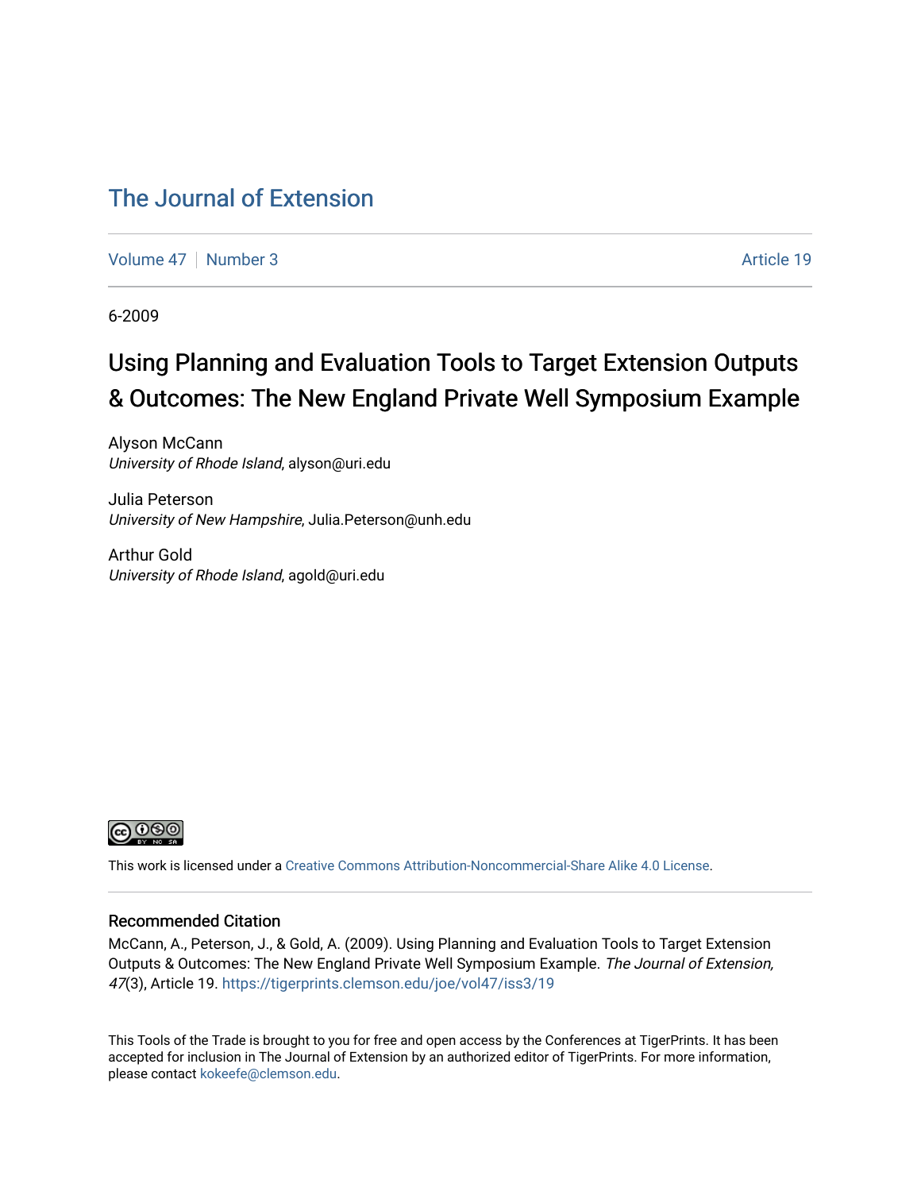# The Journal of Extension

Volume 47 | Number 3 | Article 19

6-2009

## Using Planning and Evaluation Tools to Target Extension Outputs & Outcomes: The New England Private Well Symposium Example

Alyson McCann
*University of Rhode Island*, alyson@uri.edu

Julia Peterson
*University of New Hampshire*, Julia.Peterson@unh.edu

Arthur Gold
*University of Rhode Island*, agold@uri.edu

This work is licensed under a Creative Commons Attribution-Noncommercial-Share Alike 4.0 License.

### Recommended Citation

McCann, A., Peterson, J., & Gold, A. (2009). Using Planning and Evaluation Tools to Target Extension Outputs & Outcomes: The New England Private Well Symposium Example. *The Journal of Extension, 47*(3), Article 19. https://tigerprints.clemson.edu/joe/vol47/iss3/19

This Tools of the Trade is brought to you for free and open access by the Conferences at TigerPrints. It has been accepted for inclusion in The Journal of Extension by an authorized editor of TigerPrints. For more information, please contact kokeefe@clemson.edu.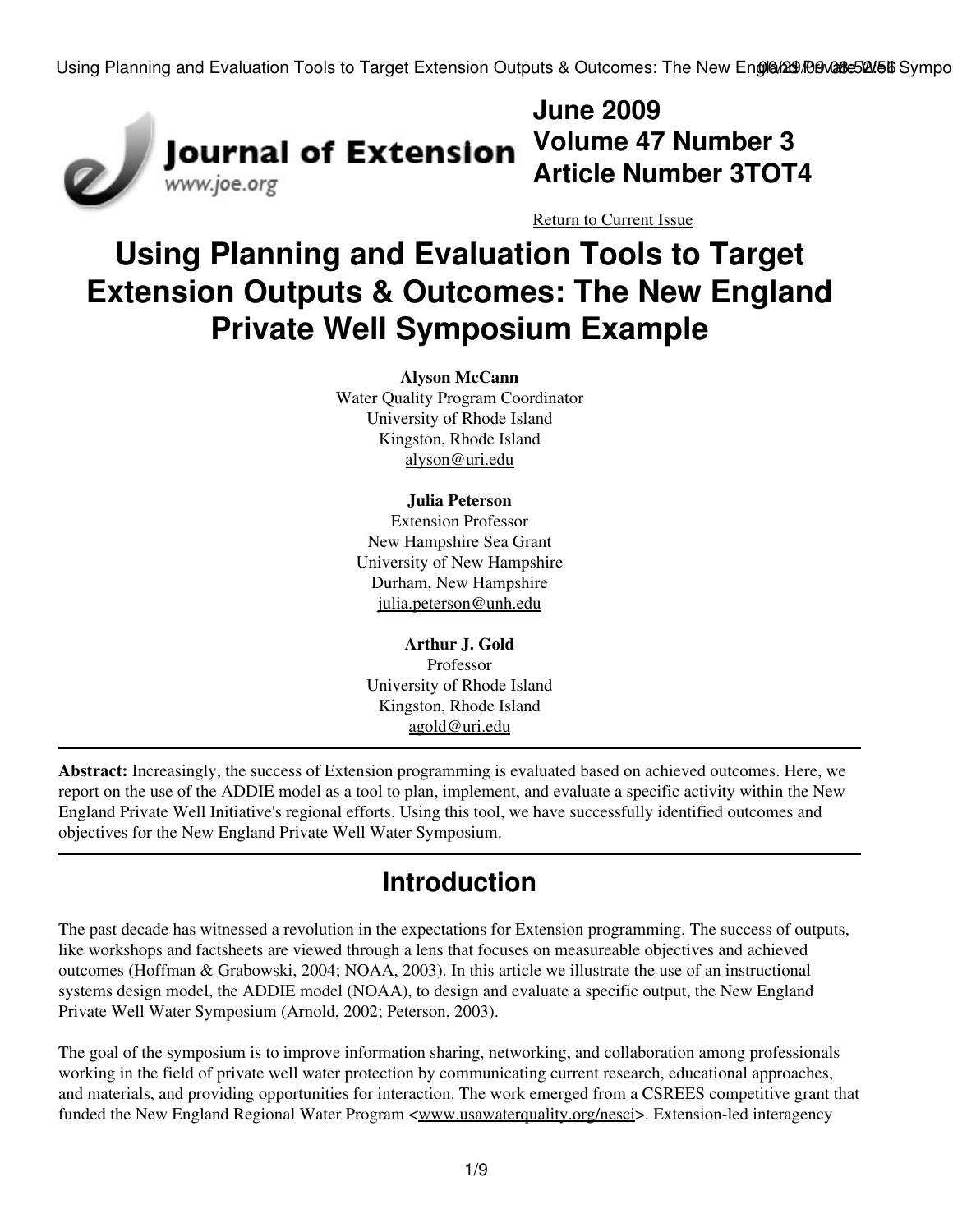June 2009
Volume 47 Number 3
Article Number 3TOT4

Return to Current Issue

# Using Planning and Evaluation Tools to Target Extension Outputs & Outcomes: The New England Private Well Symposium Example

**Alyson McCann**
Water Quality Program Coordinator
University of Rhode Island
Kingston, Rhode Island
alyson@uri.edu

**Julia Peterson**
Extension Professor
New Hampshire Sea Grant
University of New Hampshire
Durham, New Hampshire
julia.peterson@unh.edu

**Arthur J. Gold**
Professor
University of Rhode Island
Kingston, Rhode Island
agold@uri.edu

**Abstract:** Increasingly, the success of Extension programming is evaluated based on achieved outcomes. Here, we report on the use of the ADDIE model as a tool to plan, implement, and evaluate a specific activity within the New England Private Well Initiative's regional efforts. Using this tool, we have successfully identified outcomes and objectives for the New England Private Well Water Symposium.

## Introduction

The past decade has witnessed a revolution in the expectations for Extension programming. The success of outputs, like workshops and factsheets are viewed through a lens that focuses on measureable objectives and achieved outcomes (Hoffman & Grabowski, 2004; NOAA, 2003). In this article we illustrate the use of an instructional systems design model, the ADDIE model (NOAA), to design and evaluate a specific output, the New England Private Well Water Symposium (Arnold, 2002; Peterson, 2003).

The goal of the symposium is to improve information sharing, networking, and collaboration among professionals working in the field of private well water protection by communicating current research, educational approaches, and materials, and providing opportunities for interaction. The work emerged from a CSREES competitive grant that funded the New England Regional Water Program <www.usawaterquality.org/nesci>. Extension-led interagency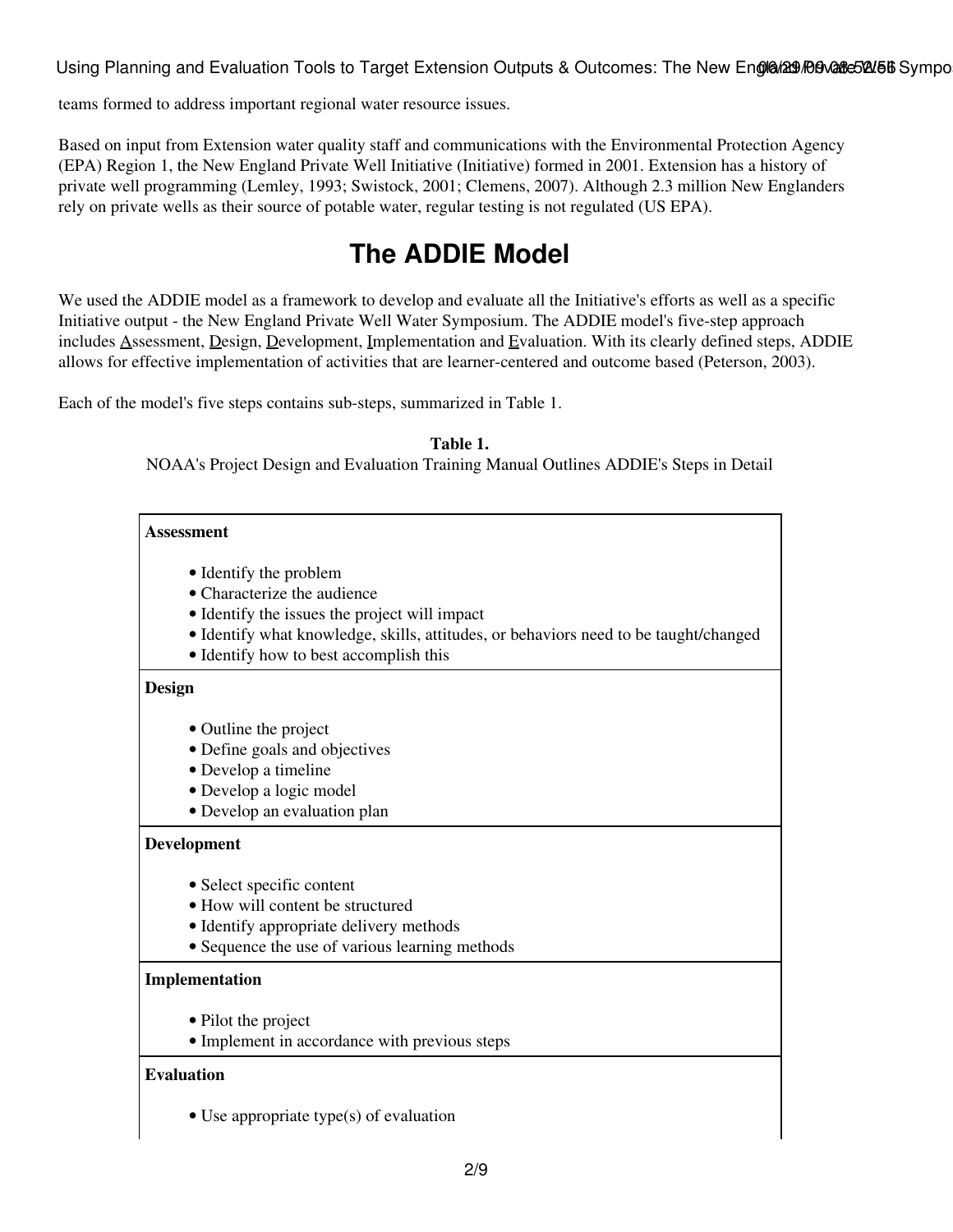teams formed to address important regional water resource issues.

Based on input from Extension water quality staff and communications with the Environmental Protection Agency (EPA) Region 1, the New England Private Well Initiative (Initiative) formed in 2001. Extension has a history of private well programming (Lemley, 1993; Swistock, 2001; Clemens, 2007). Although 2.3 million New Englanders rely on private wells as their source of potable water, regular testing is not regulated (US EPA).

# The ADDIE Model

We used the ADDIE model as a framework to develop and evaluate all the Initiative's efforts as well as a specific Initiative output - the New England Private Well Water Symposium. The ADDIE model's five-step approach includes Assessment, Design, Development, Implementation and Evaluation. With its clearly defined steps, ADDIE allows for effective implementation of activities that are learner-centered and outcome based (Peterson, 2003).

Each of the model's five steps contains sub-steps, summarized in Table 1.

**Table 1.**
NOAA's Project Design and Evaluation Training Manual Outlines ADDIE's Steps in Detail

| **Assessment** |
|---|
| • Identify the problem<br>• Characterize the audience<br>• Identify the issues the project will impact<br>• Identify what knowledge, skills, attitudes, or behaviors need to be taught/changed<br>• Identify how to best accomplish this |
| **Design** |
| • Outline the project<br>• Define goals and objectives<br>• Develop a timeline<br>• Develop a logic model<br>• Develop an evaluation plan |
| **Development** |
| • Select specific content<br>• How will content be structured<br>• Identify appropriate delivery methods<br>• Sequence the use of various learning methods |
| **Implementation** |
| • Pilot the project<br>• Implement in accordance with previous steps |
| **Evaluation** |
| • Use appropriate type(s) of evaluation |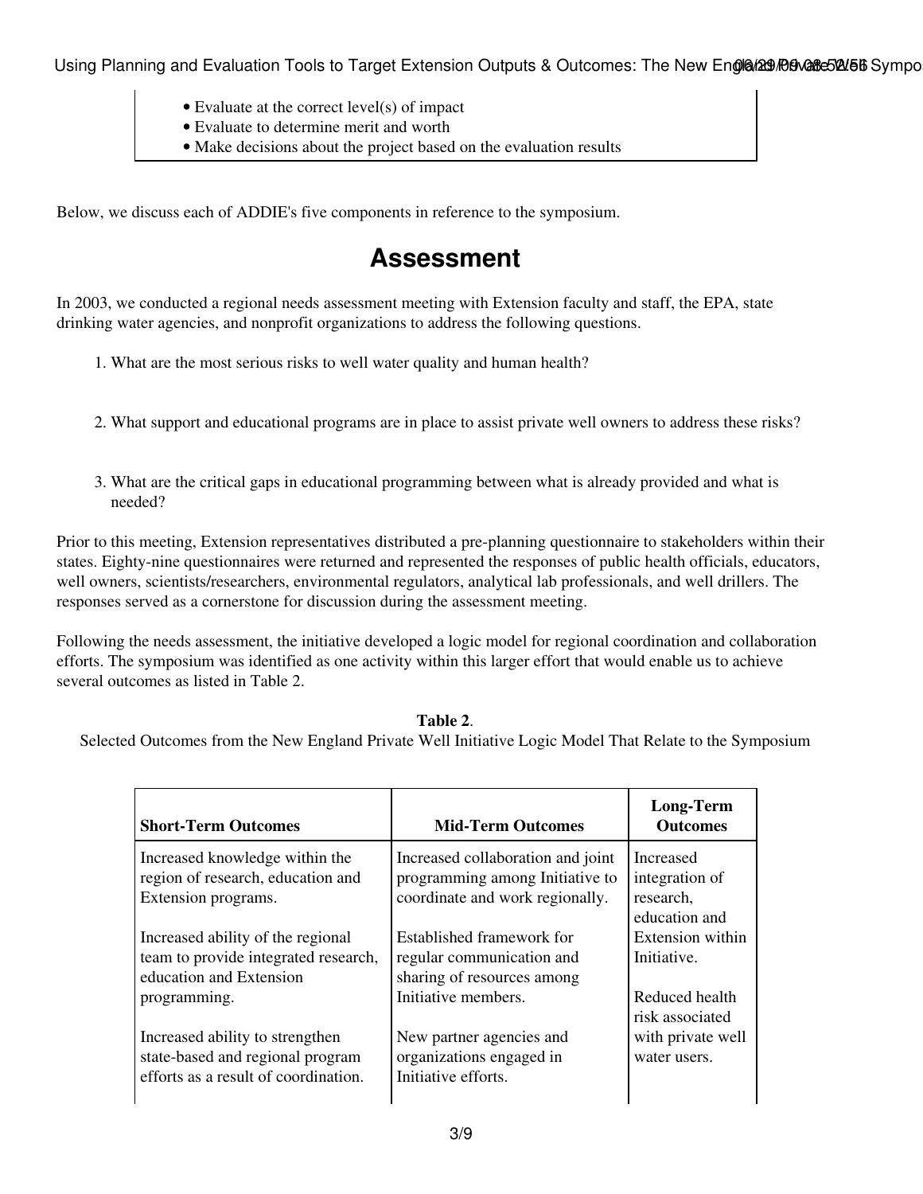- Evaluate at the correct level(s) of impact
- Evaluate to determine merit and worth
- Make decisions about the project based on the evaluation results

Below, we discuss each of ADDIE's five components in reference to the symposium.

## Assessment

In 2003, we conducted a regional needs assessment meeting with Extension faculty and staff, the EPA, state drinking water agencies, and nonprofit organizations to address the following questions.

1. What are the most serious risks to well water quality and human health?
2. What support and educational programs are in place to assist private well owners to address these risks?
3. What are the critical gaps in educational programming between what is already provided and what is needed?

Prior to this meeting, Extension representatives distributed a pre-planning questionnaire to stakeholders within their states. Eighty-nine questionnaires were returned and represented the responses of public health officials, educators, well owners, scientists/researchers, environmental regulators, analytical lab professionals, and well drillers. The responses served as a cornerstone for discussion during the assessment meeting.

Following the needs assessment, the initiative developed a logic model for regional coordination and collaboration efforts. The symposium was identified as one activity within this larger effort that would enable us to achieve several outcomes as listed in Table 2.

**Table 2**.
Selected Outcomes from the New England Private Well Initiative Logic Model That Relate to the Symposium

| Short-Term Outcomes | Mid-Term Outcomes | Long-Term Outcomes |
|---|---|---|
| Increased knowledge within the region of research, education and Extension programs.<br><br>Increased ability of the regional team to provide integrated research, education and Extension programming.<br><br>Increased ability to strengthen state-based and regional program efforts as a result of coordination. | Increased collaboration and joint programming among Initiative to coordinate and work regionally.<br><br>Established framework for regular communication and sharing of resources among Initiative members.<br><br>New partner agencies and organizations engaged in Initiative efforts. | Increased integration of research, education and Extension within Initiative.<br><br>Reduced health risk associated with private well water users. |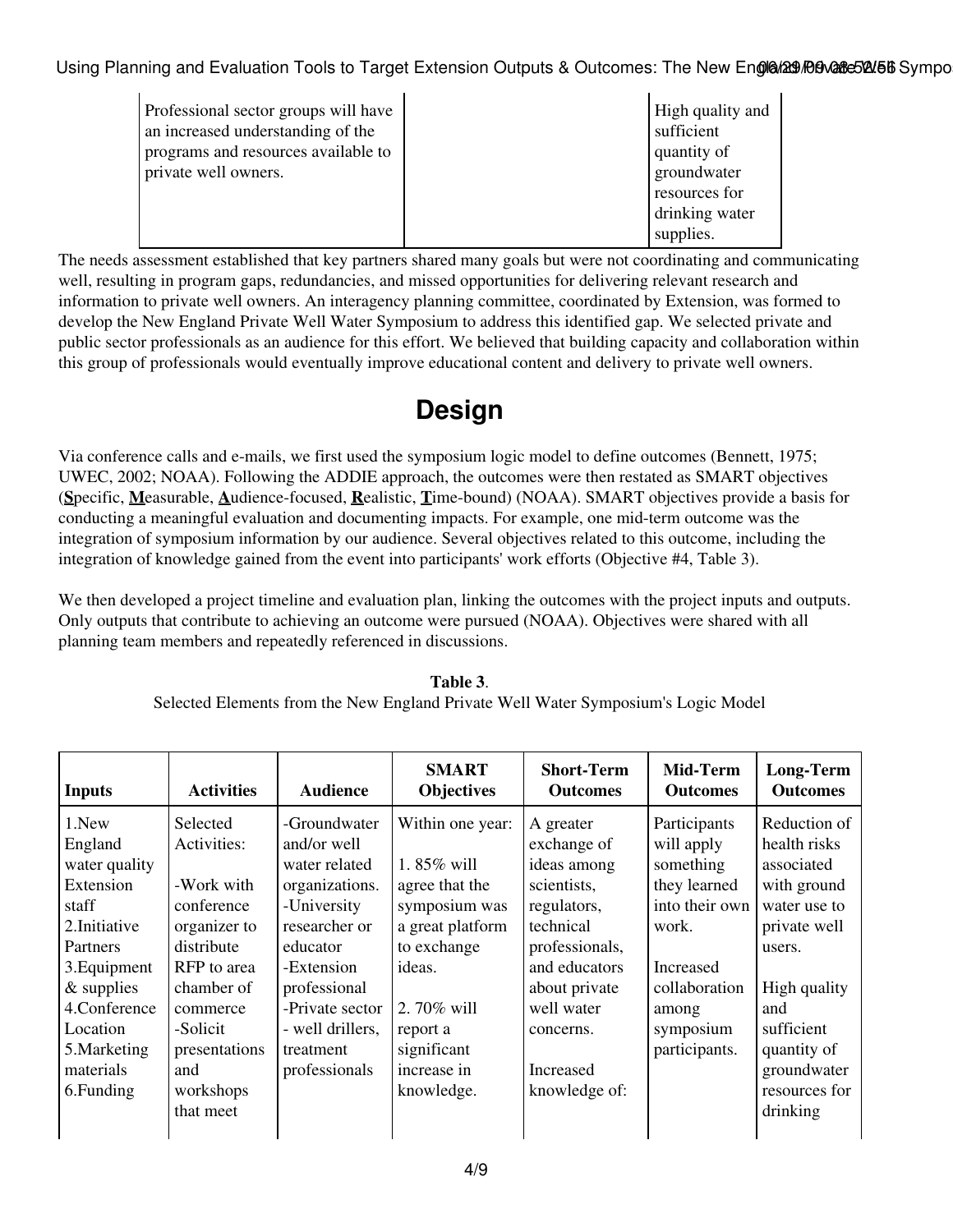| | | |
|---|---|---|
| Professional sector groups will have an increased understanding of the programs and resources available to private well owners. | | High quality and sufficient quantity of groundwater resources for drinking water supplies. |

The needs assessment established that key partners shared many goals but were not coordinating and communicating well, resulting in program gaps, redundancies, and missed opportunities for delivering relevant research and information to private well owners. An interagency planning committee, coordinated by Extension, was formed to develop the New England Private Well Water Symposium to address this identified gap. We selected private and public sector professionals as an audience for this effort. We believed that building capacity and collaboration within this group of professionals would eventually improve educational content and delivery to private well owners.

# Design

Via conference calls and e-mails, we first used the symposium logic model to define outcomes (Bennett, 1975; UWEC, 2002; NOAA). Following the ADDIE approach, the outcomes were then restated as SMART objectives (**S**pecific, **M**easurable, **A**udience-focused, **R**ealistic, **T**ime-bound) (NOAA). SMART objectives provide a basis for conducting a meaningful evaluation and documenting impacts. For example, one mid-term outcome was the integration of symposium information by our audience. Several objectives related to this outcome, including the integration of knowledge gained from the event into participants' work efforts (Objective #4, Table 3).

We then developed a project timeline and evaluation plan, linking the outcomes with the project inputs and outputs. Only outputs that contribute to achieving an outcome were pursued (NOAA). Objectives were shared with all planning team members and repeatedly referenced in discussions.

**Table 3**.
Selected Elements from the New England Private Well Water Symposium's Logic Model

| Inputs | Activities | Audience | SMART Objectives | Short-Term Outcomes | Mid-Term Outcomes | Long-Term Outcomes |
|---|---|---|---|---|---|---|
| 1.New England water quality Extension staff<br>2.Initiative Partners<br>3.Equipment & supplies<br>4.Conference Location<br>5.Marketing materials<br>6.Funding | Selected Activities:<br><br>-Work with conference organizer to distribute RFP to area chamber of commerce<br>-Solicit presentations and workshops that meet | -Groundwater and/or well water related organizations.<br>-University researcher or educator<br>-Extension professional<br>-Private sector - well drillers, treatment professionals | Within one year:<br><br>1. 85% will agree that the symposium was a great platform to exchange ideas.<br><br>2. 70% will report a significant increase in knowledge. | A greater exchange of ideas among scientists, regulators, technical professionals, and educators about private well water concerns.<br><br>Increased knowledge of: | Participants will apply something they learned into their own work.<br><br>Increased collaboration among symposium participants. | Reduction of health risks associated with ground water use to private well users.<br><br>High quality and sufficient quantity of groundwater resources for drinking |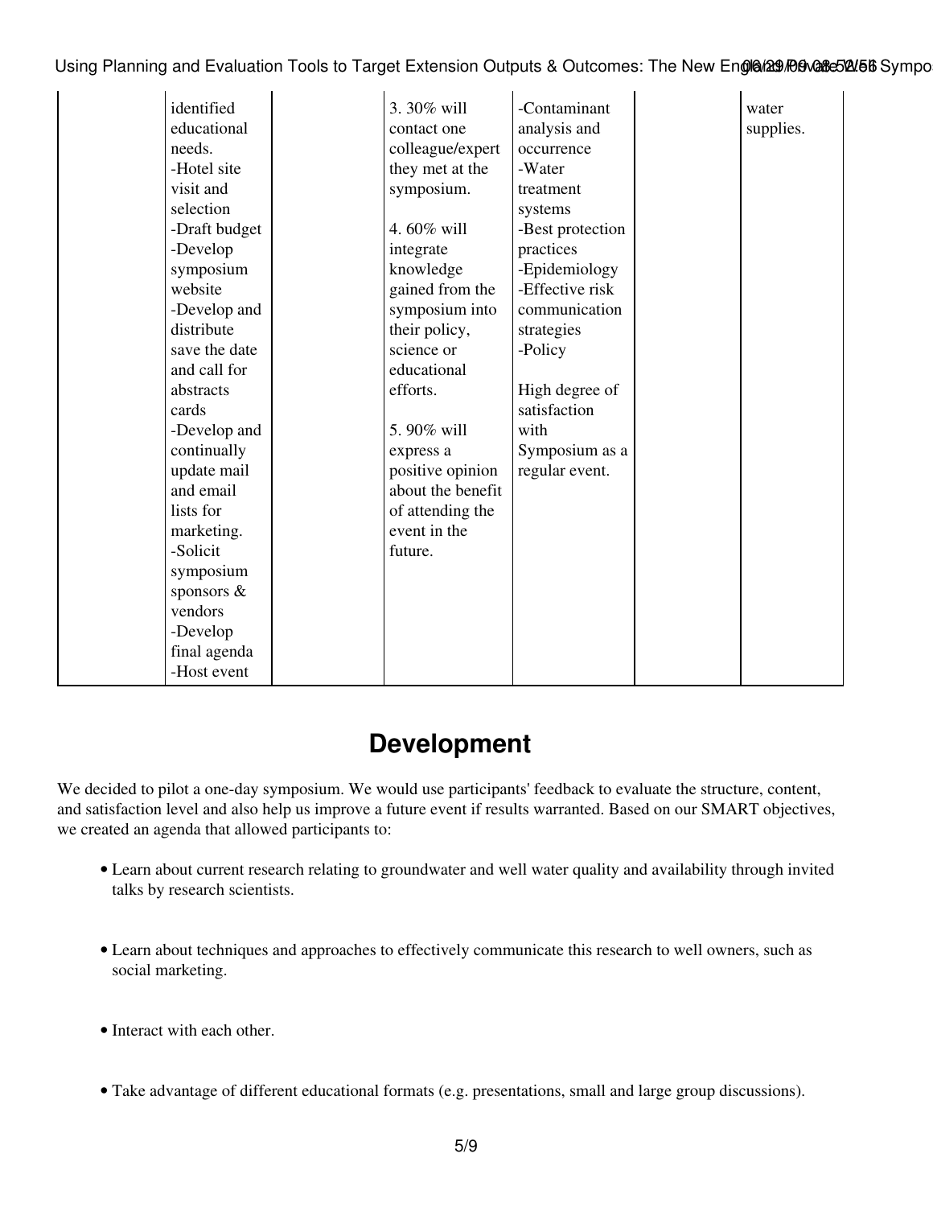|  | identified educational needs. -Hotel site visit and selection -Draft budget -Develop symposium website -Develop and distribute save the date and call for abstracts cards -Develop and continually update mail and email lists for marketing. -Solicit symposium sponsors & vendors -Develop final agenda -Host event |  | 3. 30% will contact one colleague/expert they met at the symposium.<br><br>4. 60% will integrate knowledge gained from the symposium into their policy, science or educational efforts.<br><br>5. 90% will express a positive opinion about the benefit of attending the event in the future. | -Contaminant analysis and occurrence -Water treatment systems -Best protection practices -Epidemiology -Effective risk communication strategies -Policy<br><br>High degree of satisfaction with Symposium as a regular event. |  | water supplies. |
|---|---|---|---|---|---|---|

## Development

We decided to pilot a one-day symposium. We would use participants' feedback to evaluate the structure, content, and satisfaction level and also help us improve a future event if results warranted. Based on our SMART objectives, we created an agenda that allowed participants to:

- Learn about current research relating to groundwater and well water quality and availability through invited talks by research scientists.
- Learn about techniques and approaches to effectively communicate this research to well owners, such as social marketing.
- Interact with each other.
- Take advantage of different educational formats (e.g. presentations, small and large group discussions).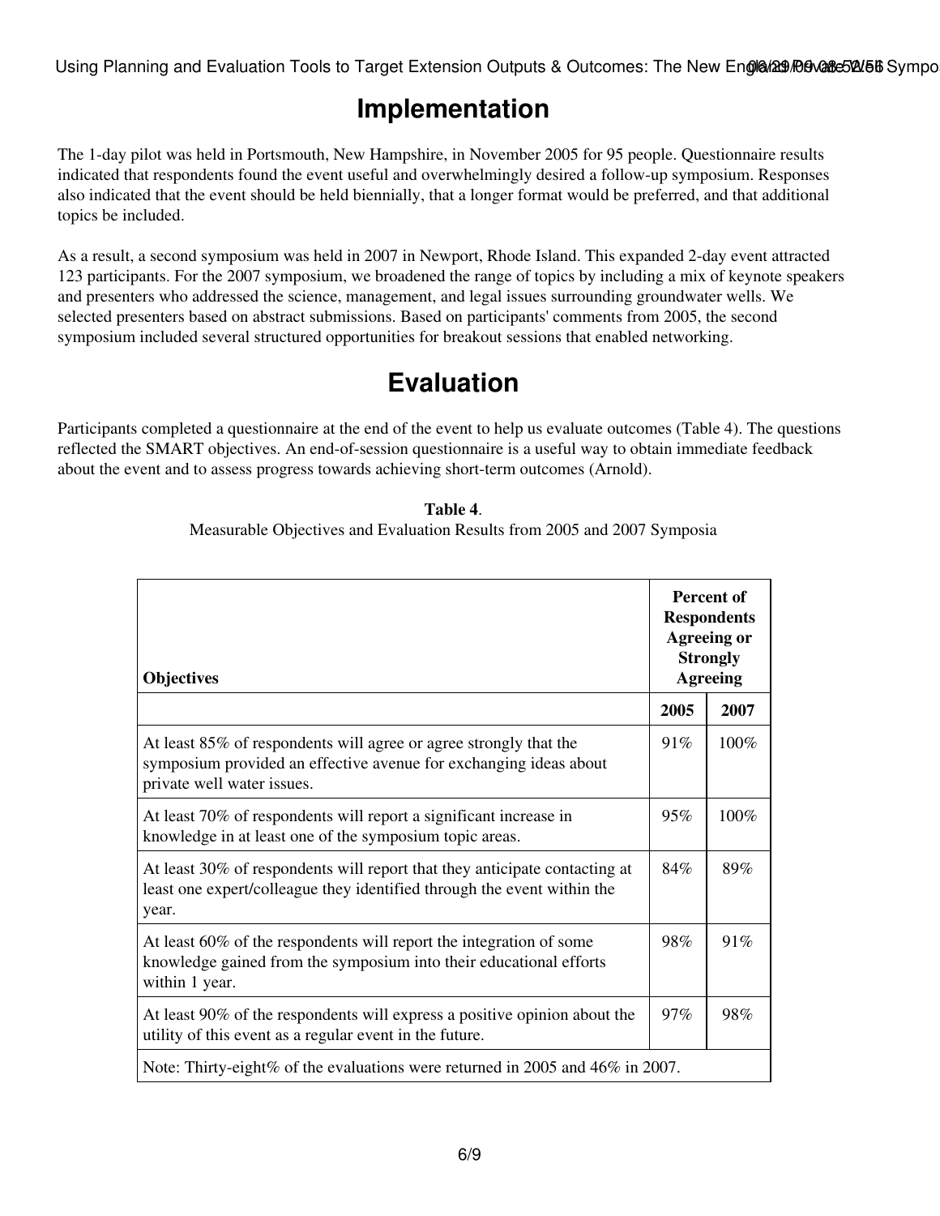## Implementation

The 1-day pilot was held in Portsmouth, New Hampshire, in November 2005 for 95 people. Questionnaire results indicated that respondents found the event useful and overwhelmingly desired a follow-up symposium. Responses also indicated that the event should be held biennially, that a longer format would be preferred, and that additional topics be included.

As a result, a second symposium was held in 2007 in Newport, Rhode Island. This expanded 2-day event attracted 123 participants. For the 2007 symposium, we broadened the range of topics by including a mix of keynote speakers and presenters who addressed the science, management, and legal issues surrounding groundwater wells. We selected presenters based on abstract submissions. Based on participants' comments from 2005, the second symposium included several structured opportunities for breakout sessions that enabled networking.

## Evaluation

Participants completed a questionnaire at the end of the event to help us evaluate outcomes (Table 4). The questions reflected the SMART objectives. An end-of-session questionnaire is a useful way to obtain immediate feedback about the event and to assess progress towards achieving short-term outcomes (Arnold).

**Table 4**.
Measurable Objectives and Evaluation Results from 2005 and 2007 Symposia

| **Objectives** | **Percent of Respondents Agreeing or Strongly Agreeing** | |
|---|---|---|
| | **2005** | **2007** |
| At least 85% of respondents will agree or agree strongly that the symposium provided an effective avenue for exchanging ideas about private well water issues. | 91% | 100% |
| At least 70% of respondents will report a significant increase in knowledge in at least one of the symposium topic areas. | 95% | 100% |
| At least 30% of respondents will report that they anticipate contacting at least one expert/colleague they identified through the event within the year. | 84% | 89% |
| At least 60% of the respondents will report the integration of some knowledge gained from the symposium into their educational efforts within 1 year. | 98% | 91% |
| At least 90% of the respondents will express a positive opinion about the utility of this event as a regular event in the future. | 97% | 98% |
| Note: Thirty-eight% of the evaluations were returned in 2005 and 46% in 2007. | | |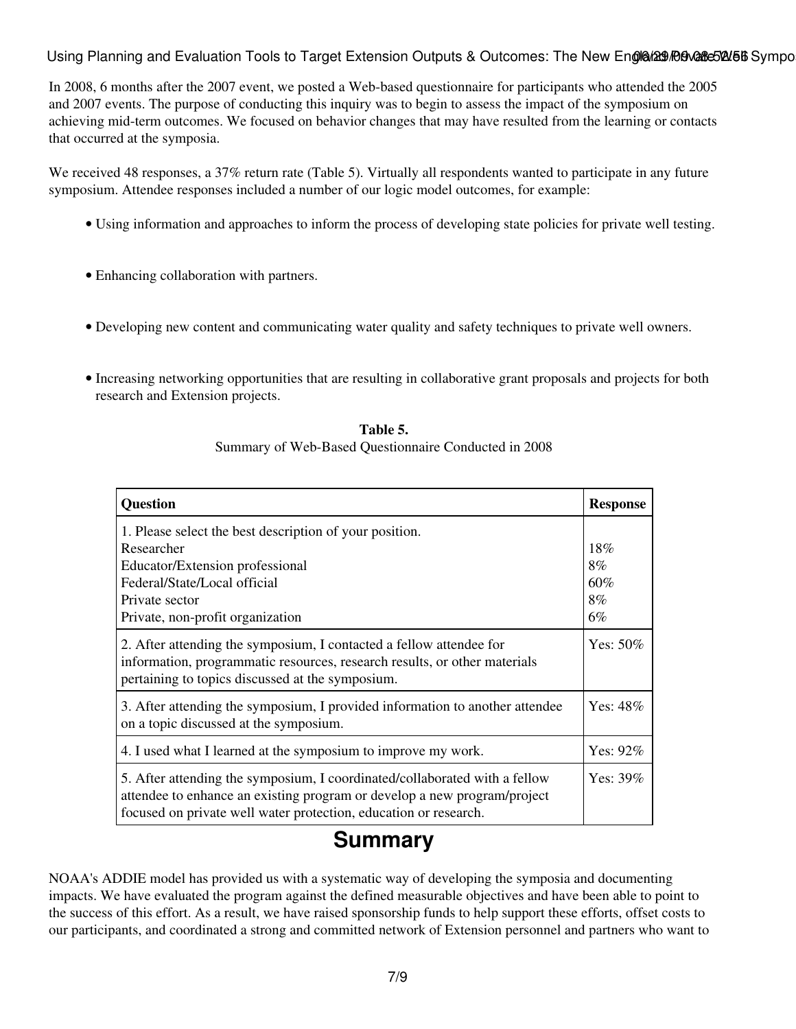In 2008, 6 months after the 2007 event, we posted a Web-based questionnaire for participants who attended the 2005 and 2007 events. The purpose of conducting this inquiry was to begin to assess the impact of the symposium on achieving mid-term outcomes. We focused on behavior changes that may have resulted from the learning or contacts that occurred at the symposia.

We received 48 responses, a 37% return rate (Table 5). Virtually all respondents wanted to participate in any future symposium. Attendee responses included a number of our logic model outcomes, for example:

- Using information and approaches to inform the process of developing state policies for private well testing.
- Enhancing collaboration with partners.
- Developing new content and communicating water quality and safety techniques to private well owners.
- Increasing networking opportunities that are resulting in collaborative grant proposals and projects for both research and Extension projects.

**Table 5.**
Summary of Web-Based Questionnaire Conducted in 2008

| Question | Response |
|---|---|
| 1. Please select the best description of your position. | |
| Researcher | 18% |
| Educator/Extension professional | 8% |
| Federal/State/Local official | 60% |
| Private sector | 8% |
| Private, non-profit organization | 6% |
| 2. After attending the symposium, I contacted a fellow attendee for information, programmatic resources, research results, or other materials pertaining to topics discussed at the symposium. | Yes: 50% |
| 3. After attending the symposium, I provided information to another attendee on a topic discussed at the symposium. | Yes: 48% |
| 4. I used what I learned at the symposium to improve my work. | Yes: 92% |
| 5. After attending the symposium, I coordinated/collaborated with a fellow attendee to enhance an existing program or develop a new program/project focused on private well water protection, education or research. | Yes: 39% |

## Summary

NOAA's ADDIE model has provided us with a systematic way of developing the symposia and documenting impacts. We have evaluated the program against the defined measurable objectives and have been able to point to the success of this effort. As a result, we have raised sponsorship funds to help support these efforts, offset costs to our participants, and coordinated a strong and committed network of Extension personnel and partners who want to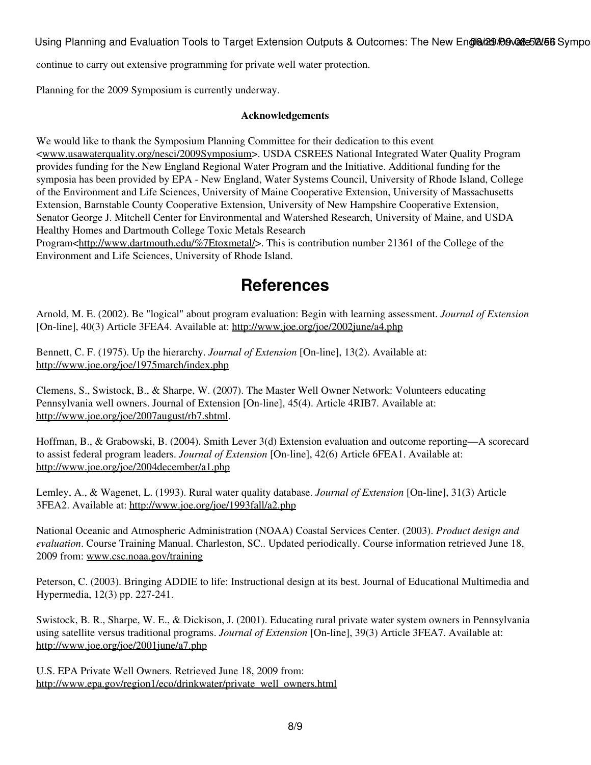continue to carry out extensive programming for private well water protection.

Planning for the 2009 Symposium is currently underway.

**Acknowledgements**

We would like to thank the Symposium Planning Committee for their dedication to this event <www.usawaterquality.org/nesci/2009Symposium>. USDA CSREES National Integrated Water Quality Program provides funding for the New England Regional Water Program and the Initiative. Additional funding for the symposia has been provided by EPA - New England, Water Systems Council, University of Rhode Island, College of the Environment and Life Sciences, University of Maine Cooperative Extension, University of Massachusetts Extension, Barnstable County Cooperative Extension, University of New Hampshire Cooperative Extension, Senator George J. Mitchell Center for Environmental and Watershed Research, University of Maine, and USDA Healthy Homes and Dartmouth College Toxic Metals Research Program<http://www.dartmouth.edu/%7Etoxmetal/>. This is contribution number 21361 of the College of the Environment and Life Sciences, University of Rhode Island.

# References

Arnold, M. E. (2002). Be "logical" about program evaluation: Begin with learning assessment. *Journal of Extension* [On-line], 40(3) Article 3FEA4. Available at: http://www.joe.org/joe/2002june/a4.php

Bennett, C. F. (1975). Up the hierarchy. *Journal of Extension* [On-line], 13(2). Available at: http://www.joe.org/joe/1975march/index.php

Clemens, S., Swistock, B., & Sharpe, W. (2007). The Master Well Owner Network: Volunteers educating Pennsylvania well owners. Journal of Extension [On-line], 45(4). Article 4RIB7. Available at: http://www.joe.org/joe/2007august/rb7.shtml.

Hoffman, B., & Grabowski, B. (2004). Smith Lever 3(d) Extension evaluation and outcome reporting—A scorecard to assist federal program leaders. *Journal of Extension* [On-line], 42(6) Article 6FEA1. Available at: http://www.joe.org/joe/2004december/a1.php

Lemley, A., & Wagenet, L. (1993). Rural water quality database. *Journal of Extension* [On-line], 31(3) Article 3FEA2. Available at: http://www.joe.org/joe/1993fall/a2.php

National Oceanic and Atmospheric Administration (NOAA) Coastal Services Center. (2003). *Product design and evaluation*. Course Training Manual. Charleston, SC.. Updated periodically. Course information retrieved June 18, 2009 from: www.csc.noaa.gov/training

Peterson, C. (2003). Bringing ADDIE to life: Instructional design at its best. Journal of Educational Multimedia and Hypermedia, 12(3) pp. 227-241.

Swistock, B. R., Sharpe, W. E., & Dickison, J. (2001). Educating rural private water system owners in Pennsylvania using satellite versus traditional programs. *Journal of Extension* [On-line], 39(3) Article 3FEA7. Available at: http://www.joe.org/joe/2001june/a7.php

U.S. EPA Private Well Owners. Retrieved June 18, 2009 from: http://www.epa.gov/region1/eco/drinkwater/private_well_owners.html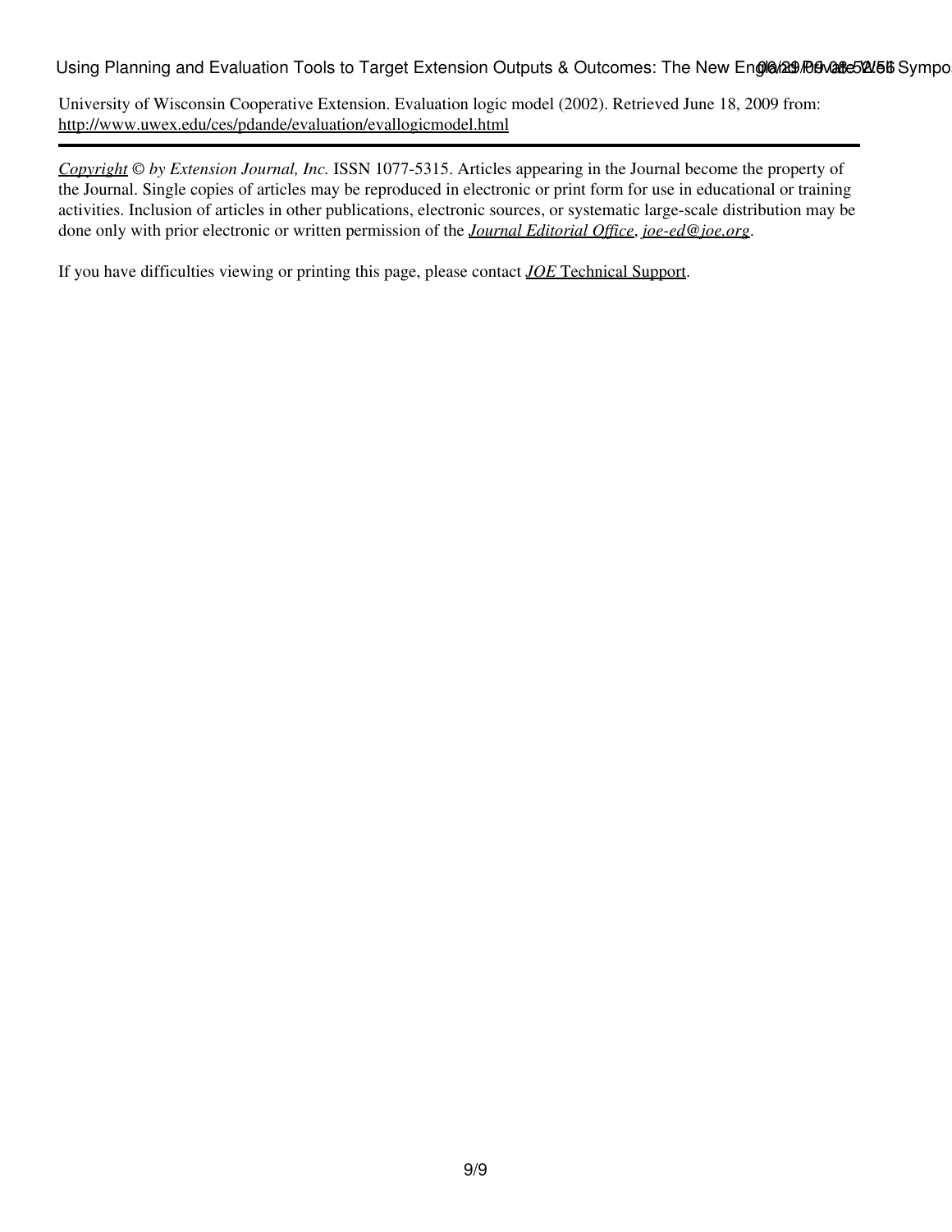University of Wisconsin Cooperative Extension. Evaluation logic model (2002). Retrieved June 18, 2009 from: http://www.uwex.edu/ces/pdande/evaluation/evallogicmodel.html

---

*Copyright* © *by Extension Journal, Inc.* ISSN 1077-5315. Articles appearing in the Journal become the property of the Journal. Single copies of articles may be reproduced in electronic or print form for use in educational or training activities. Inclusion of articles in other publications, electronic sources, or systematic large-scale distribution may be done only with prior electronic or written permission of the *Journal Editorial Office*, *joe-ed@joe.org*.

If you have difficulties viewing or printing this page, please contact *JOE* Technical Support.